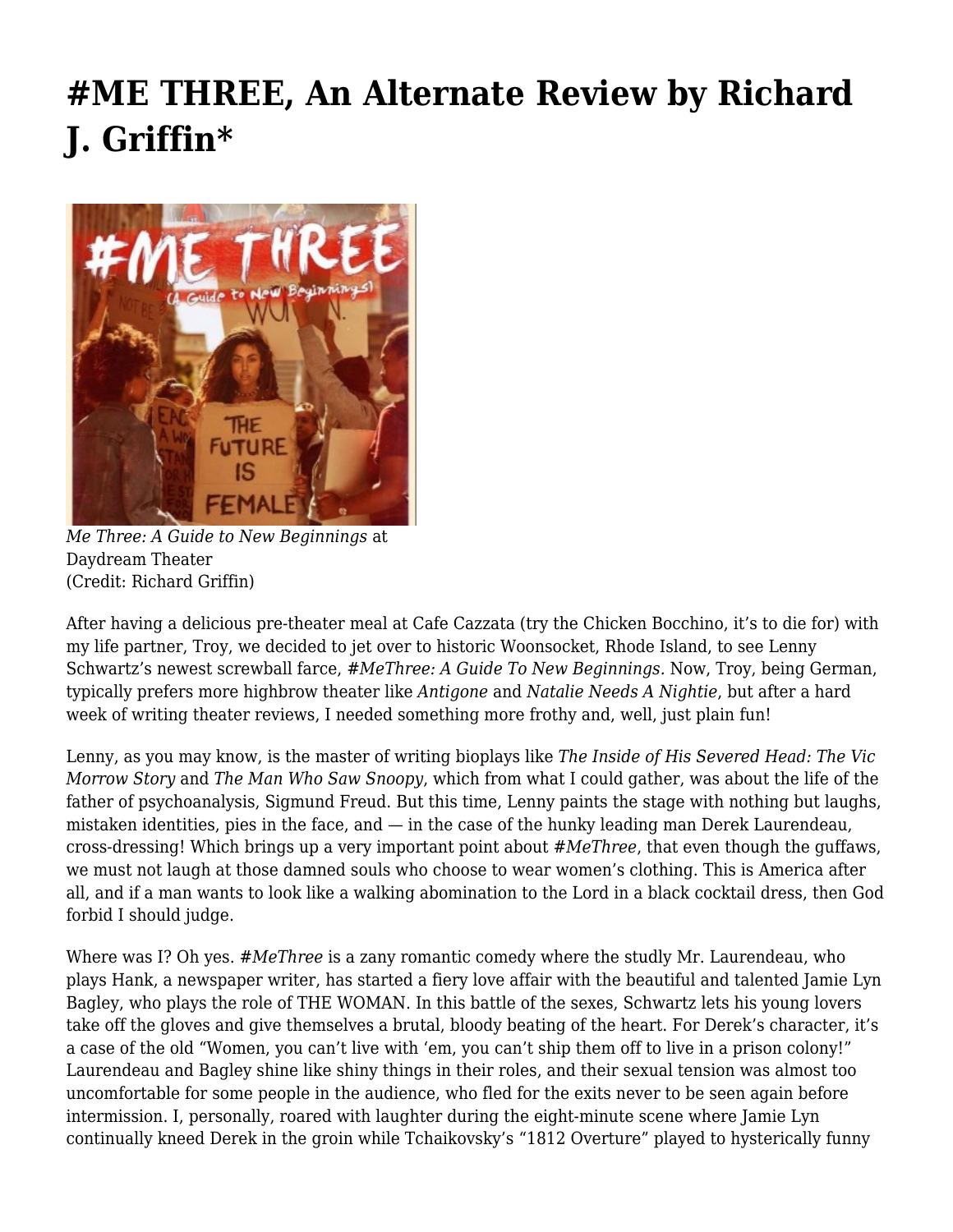# #ME THREE, An Alternate Review by Richard J. Griffin*

*Me Three: A Guide to New Beginnings* at Daydream Theater
(Credit: Richard Griffin)

After having a delicious pre-theater meal at Cafe Cazzata (try the Chicken Bocchino, it's to die for) with my life partner, Troy, we decided to jet over to historic Woonsocket, Rhode Island, to see Lenny Schwartz's newest screwball farce, *#MeThree: A Guide To New Beginnings.* Now, Troy, being German, typically prefers more highbrow theater like *Antigone* and *Natalie Needs A Nightie*, but after a hard week of writing theater reviews, I needed something more frothy and, well, just plain fun!

Lenny, as you may know, is the master of writing bioplays like *The Inside of His Severed Head: The Vic Morrow Story* and *The Man Who Saw Snoopy*, which from what I could gather, was about the life of the father of psychoanalysis, Sigmund Freud. But this time, Lenny paints the stage with nothing but laughs, mistaken identities, pies in the face, and — in the case of the hunky leading man Derek Laurendeau, cross-dressing! Which brings up a very important point about *#MeThree*, that even though the guffaws, we must not laugh at those damned souls who choose to wear women's clothing. This is America after all, and if a man wants to look like a walking abomination to the Lord in a black cocktail dress, then God forbid I should judge.

Where was I? Oh yes. *#MeThree* is a zany romantic comedy where the studly Mr. Laurendeau, who plays Hank, a newspaper writer, has started a fiery love affair with the beautiful and talented Jamie Lyn Bagley, who plays the role of THE WOMAN. In this battle of the sexes, Schwartz lets his young lovers take off the gloves and give themselves a brutal, bloody beating of the heart. For Derek's character, it's a case of the old "Women, you can't live with 'em, you can't ship them off to live in a prison colony!" Laurendeau and Bagley shine like shiny things in their roles, and their sexual tension was almost too uncomfortable for some people in the audience, who fled for the exits never to be seen again before intermission. I, personally, roared with laughter during the eight-minute scene where Jamie Lyn continually kneed Derek in the groin while Tchaikovsky's "1812 Overture" played to hysterically funny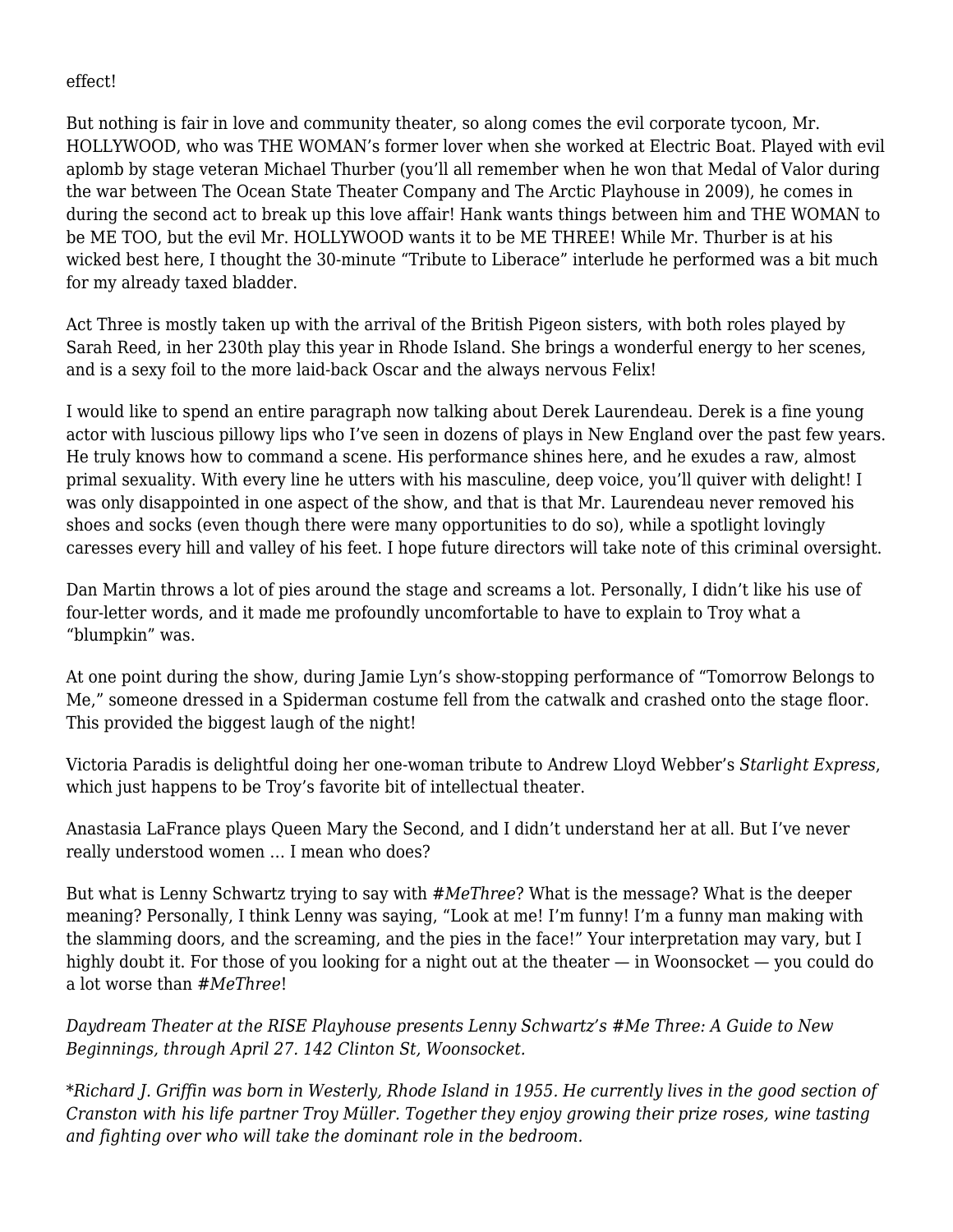effect!

But nothing is fair in love and community theater, so along comes the evil corporate tycoon, Mr. HOLLYWOOD, who was THE WOMAN's former lover when she worked at Electric Boat. Played with evil aplomb by stage veteran Michael Thurber (you'll all remember when he won that Medal of Valor during the war between The Ocean State Theater Company and The Arctic Playhouse in 2009), he comes in during the second act to break up this love affair! Hank wants things between him and THE WOMAN to be ME TOO, but the evil Mr. HOLLYWOOD wants it to be ME THREE! While Mr. Thurber is at his wicked best here, I thought the 30-minute "Tribute to Liberace" interlude he performed was a bit much for my already taxed bladder.

Act Three is mostly taken up with the arrival of the British Pigeon sisters, with both roles played by Sarah Reed, in her 230th play this year in Rhode Island. She brings a wonderful energy to her scenes, and is a sexy foil to the more laid-back Oscar and the always nervous Felix!

I would like to spend an entire paragraph now talking about Derek Laurendeau. Derek is a fine young actor with luscious pillowy lips who I've seen in dozens of plays in New England over the past few years. He truly knows how to command a scene. His performance shines here, and he exudes a raw, almost primal sexuality. With every line he utters with his masculine, deep voice, you'll quiver with delight! I was only disappointed in one aspect of the show, and that is that Mr. Laurendeau never removed his shoes and socks (even though there were many opportunities to do so), while a spotlight lovingly caresses every hill and valley of his feet. I hope future directors will take note of this criminal oversight.

Dan Martin throws a lot of pies around the stage and screams a lot. Personally, I didn't like his use of four-letter words, and it made me profoundly uncomfortable to have to explain to Troy what a "blumpkin" was.

At one point during the show, during Jamie Lyn's show-stopping performance of "Tomorrow Belongs to Me," someone dressed in a Spiderman costume fell from the catwalk and crashed onto the stage floor. This provided the biggest laugh of the night!

Victoria Paradis is delightful doing her one-woman tribute to Andrew Lloyd Webber's *Starlight Express*, which just happens to be Troy's favorite bit of intellectual theater.

Anastasia LaFrance plays Queen Mary the Second, and I didn't understand her at all. But I've never really understood women … I mean who does?

But what is Lenny Schwartz trying to say with *#MeThree*? What is the message? What is the deeper meaning? Personally, I think Lenny was saying, "Look at me! I'm funny! I'm a funny man making with the slamming doors, and the screaming, and the pies in the face!" Your interpretation may vary, but I highly doubt it. For those of you looking for a night out at the theater — in Woonsocket — you could do a lot worse than *#MeThree*!

*Daydream Theater at the RISE Playhouse presents Lenny Schwartz's #Me Three: A Guide to New Beginnings, through April 27. 142 Clinton St, Woonsocket.*

**Richard J. Griffin was born in Westerly, Rhode Island in 1955. He currently lives in the good section of Cranston with his life partner Troy Müller. Together they enjoy growing their prize roses, wine tasting and fighting over who will take the dominant role in the bedroom.*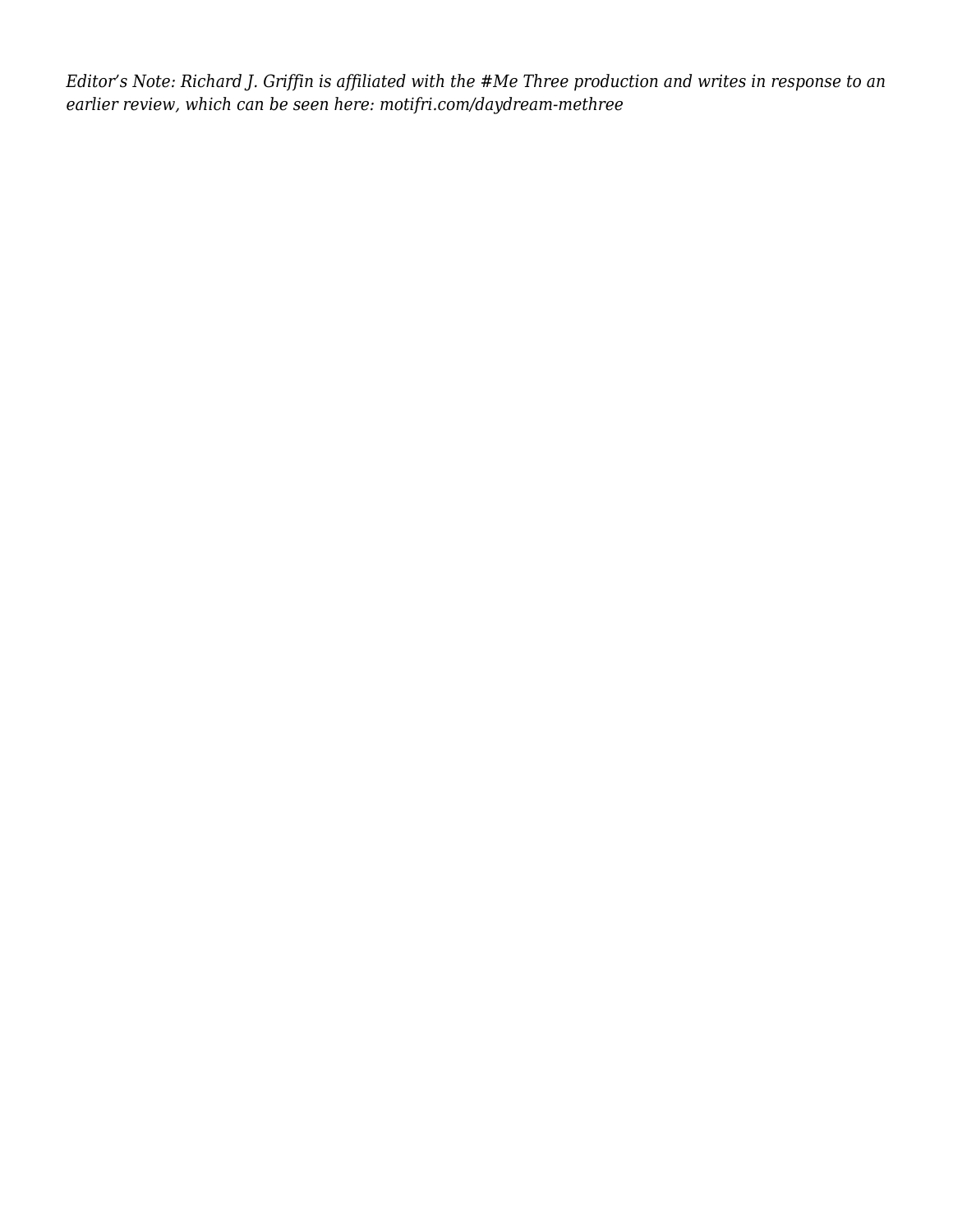*Editor's Note: Richard J. Griffin is affiliated with the #Me Three production and writes in response to an earlier review, which can be seen here: motifri.com/daydream-methree*